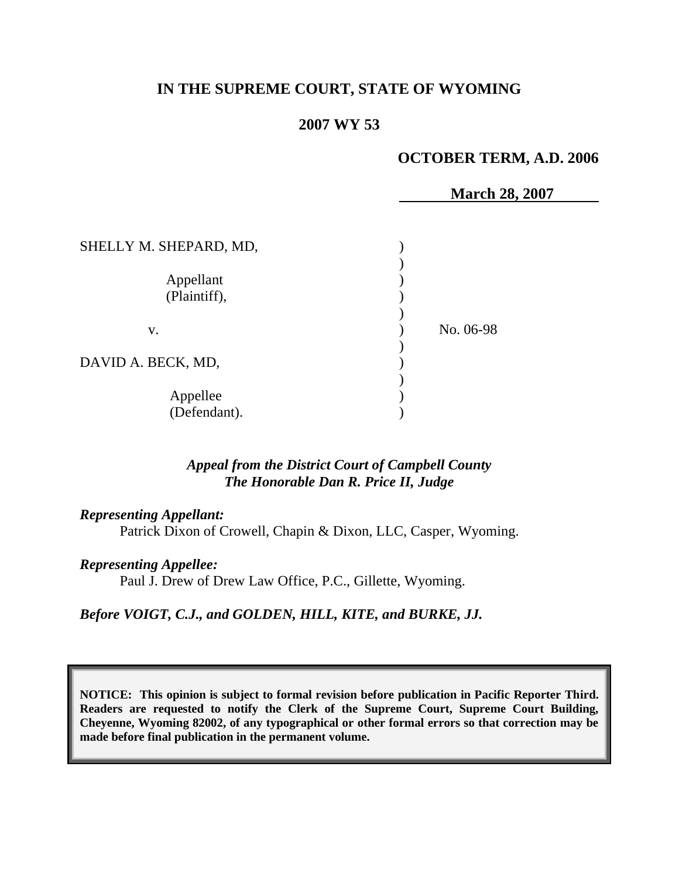# IN THE SUPREME COURT, STATE OF WYOMING

## 2007 WY 53

**OCTOBER TERM, A.D. 2006**

**March 28, 2007**

SHELLY M. SHEPARD, MD,

Appellant
(Plaintiff),

v.

DAVID A. BECK, MD,

Appellee
(Defendant).

No. 06-98

*Appeal from the District Court of Campbell County*
*The Honorable Dan R. Price II, Judge*

*Representing Appellant:*
Patrick Dixon of Crowell, Chapin & Dixon, LLC, Casper, Wyoming.

*Representing Appellee:*
Paul J. Drew of Drew Law Office, P.C., Gillette, Wyoming.

*Before VOIGT, C.J., and GOLDEN, HILL, KITE, and BURKE, JJ.*

**NOTICE: This opinion is subject to formal revision before publication in Pacific Reporter Third. Readers are requested to notify the Clerk of the Supreme Court, Supreme Court Building, Cheyenne, Wyoming 82002, of any typographical or other formal errors so that correction may be made before final publication in the permanent volume.**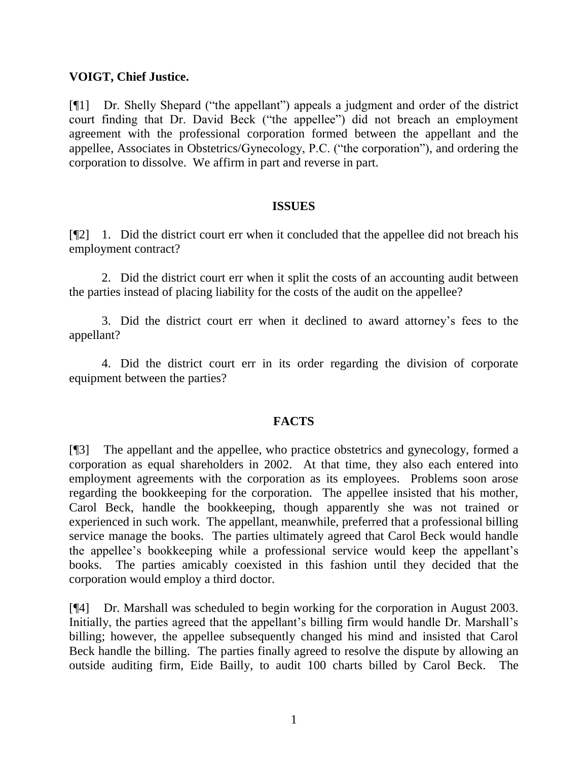**VOIGT, Chief Justice.**

[¶1] Dr. Shelly Shepard ("the appellant") appeals a judgment and order of the district court finding that Dr. David Beck ("the appellee") did not breach an employment agreement with the professional corporation formed between the appellant and the appellee, Associates in Obstetrics/Gynecology, P.C. ("the corporation"), and ordering the corporation to dissolve. We affirm in part and reverse in part.

## ISSUES

[¶2] 1. Did the district court err when it concluded that the appellee did not breach his employment contract?

2. Did the district court err when it split the costs of an accounting audit between the parties instead of placing liability for the costs of the audit on the appellee?

3. Did the district court err when it declined to award attorney's fees to the appellant?

4. Did the district court err in its order regarding the division of corporate equipment between the parties?

## FACTS

[¶3] The appellant and the appellee, who practice obstetrics and gynecology, formed a corporation as equal shareholders in 2002. At that time, they also each entered into employment agreements with the corporation as its employees. Problems soon arose regarding the bookkeeping for the corporation. The appellee insisted that his mother, Carol Beck, handle the bookkeeping, though apparently she was not trained or experienced in such work. The appellant, meanwhile, preferred that a professional billing service manage the books. The parties ultimately agreed that Carol Beck would handle the appellee's bookkeeping while a professional service would keep the appellant's books. The parties amicably coexisted in this fashion until they decided that the corporation would employ a third doctor.

[¶4] Dr. Marshall was scheduled to begin working for the corporation in August 2003. Initially, the parties agreed that the appellant's billing firm would handle Dr. Marshall's billing; however, the appellee subsequently changed his mind and insisted that Carol Beck handle the billing. The parties finally agreed to resolve the dispute by allowing an outside auditing firm, Eide Bailly, to audit 100 charts billed by Carol Beck. The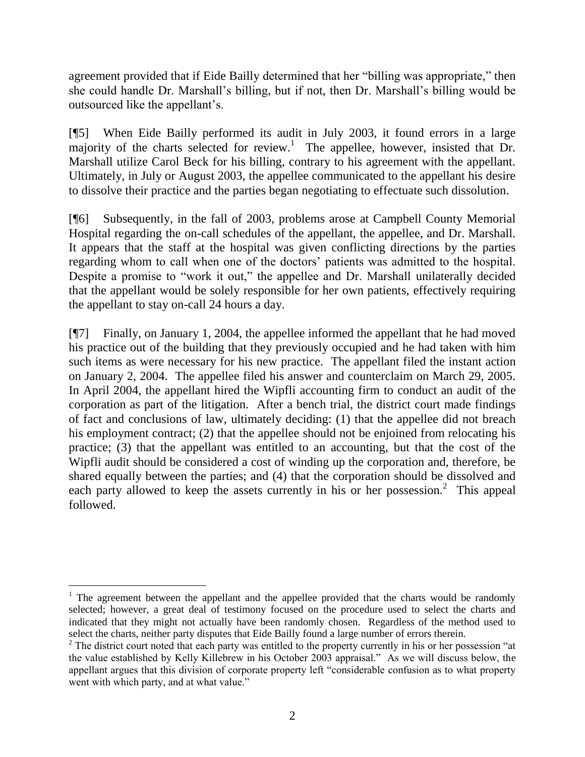agreement provided that if Eide Bailly determined that her "billing was appropriate," then she could handle Dr. Marshall's billing, but if not, then Dr. Marshall's billing would be outsourced like the appellant's.

[¶5] When Eide Bailly performed its audit in July 2003, it found errors in a large majority of the charts selected for review.[1] The appellee, however, insisted that Dr. Marshall utilize Carol Beck for his billing, contrary to his agreement with the appellant. Ultimately, in July or August 2003, the appellee communicated to the appellant his desire to dissolve their practice and the parties began negotiating to effectuate such dissolution.

[¶6] Subsequently, in the fall of 2003, problems arose at Campbell County Memorial Hospital regarding the on-call schedules of the appellant, the appellee, and Dr. Marshall. It appears that the staff at the hospital was given conflicting directions by the parties regarding whom to call when one of the doctors' patients was admitted to the hospital. Despite a promise to "work it out," the appellee and Dr. Marshall unilaterally decided that the appellant would be solely responsible for her own patients, effectively requiring the appellant to stay on-call 24 hours a day.

[¶7] Finally, on January 1, 2004, the appellee informed the appellant that he had moved his practice out of the building that they previously occupied and he had taken with him such items as were necessary for his new practice. The appellant filed the instant action on January 2, 2004. The appellee filed his answer and counterclaim on March 29, 2005. In April 2004, the appellant hired the Wipfli accounting firm to conduct an audit of the corporation as part of the litigation. After a bench trial, the district court made findings of fact and conclusions of law, ultimately deciding: (1) that the appellee did not breach his employment contract; (2) that the appellee should not be enjoined from relocating his practice; (3) that the appellant was entitled to an accounting, but that the cost of the Wipfli audit should be considered a cost of winding up the corporation and, therefore, be shared equally between the parties; and (4) that the corporation should be dissolved and each party allowed to keep the assets currently in his or her possession.[2] This appeal followed.

---

[1] The agreement between the appellant and the appellee provided that the charts would be randomly selected; however, a great deal of testimony focused on the procedure used to select the charts and indicated that they might not actually have been randomly chosen. Regardless of the method used to select the charts, neither party disputes that Eide Bailly found a large number of errors therein.

[2] The district court noted that each party was entitled to the property currently in his or her possession "at the value established by Kelly Killebrew in his October 2003 appraisal." As we will discuss below, the appellant argues that this division of corporate property left "considerable confusion as to what property went with which party, and at what value."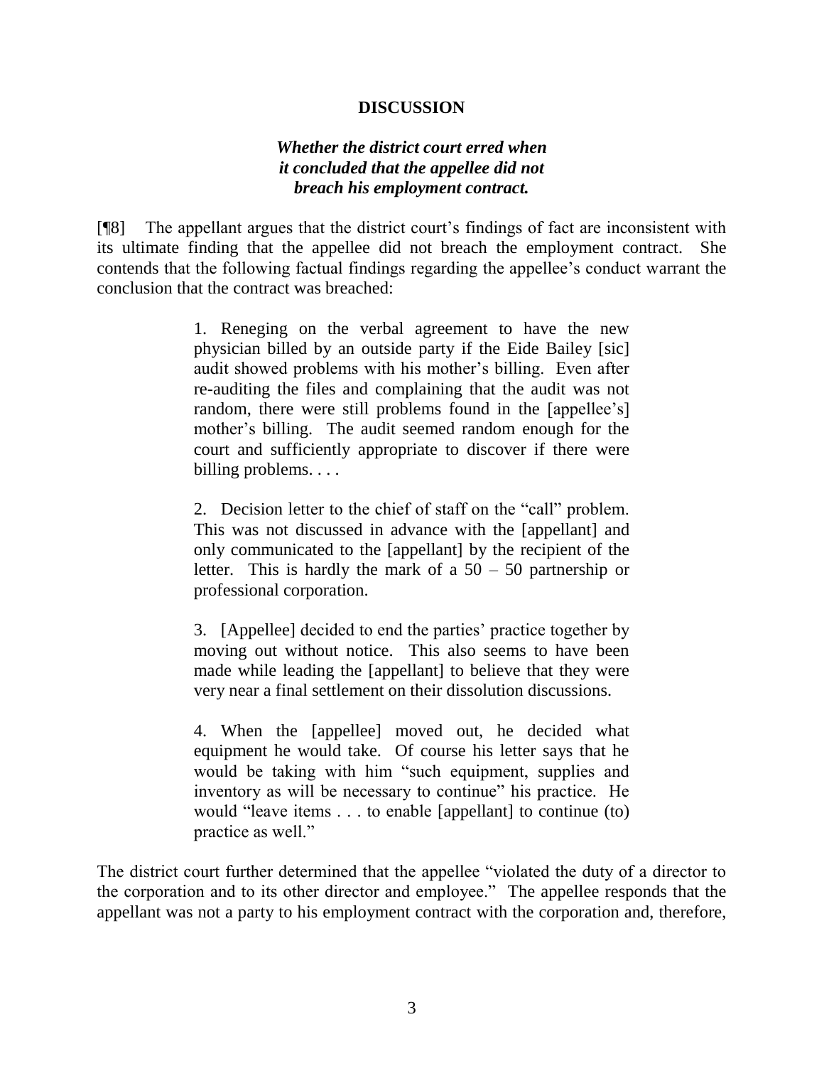## DISCUSSION

***Whether the district court erred when it concluded that the appellee did not breach his employment contract.***

[¶8] The appellant argues that the district court's findings of fact are inconsistent with its ultimate finding that the appellee did not breach the employment contract. She contends that the following factual findings regarding the appellee's conduct warrant the conclusion that the contract was breached:

> 1. Reneging on the verbal agreement to have the new physician billed by an outside party if the Eide Bailey [sic] audit showed problems with his mother's billing. Even after re-auditing the files and complaining that the audit was not random, there were still problems found in the [appellee's] mother's billing. The audit seemed random enough for the court and sufficiently appropriate to discover if there were billing problems. . . .
>
> 2. Decision letter to the chief of staff on the "call" problem. This was not discussed in advance with the [appellant] and only communicated to the [appellant] by the recipient of the letter. This is hardly the mark of a 50 – 50 partnership or professional corporation.
>
> 3. [Appellee] decided to end the parties' practice together by moving out without notice. This also seems to have been made while leading the [appellant] to believe that they were very near a final settlement on their dissolution discussions.
>
> 4. When the [appellee] moved out, he decided what equipment he would take. Of course his letter says that he would be taking with him "such equipment, supplies and inventory as will be necessary to continue" his practice. He would "leave items . . . to enable [appellant] to continue (to) practice as well."

The district court further determined that the appellee "violated the duty of a director to the corporation and to its other director and employee." The appellee responds that the appellant was not a party to his employment contract with the corporation and, therefore,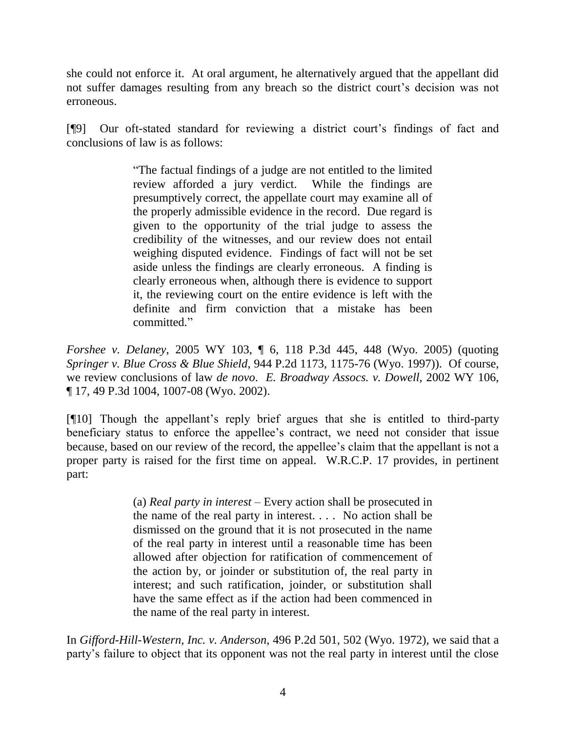she could not enforce it. At oral argument, he alternatively argued that the appellant did not suffer damages resulting from any breach so the district court's decision was not erroneous.

[¶9] Our oft-stated standard for reviewing a district court's findings of fact and conclusions of law is as follows:

> "The factual findings of a judge are not entitled to the limited review afforded a jury verdict. While the findings are presumptively correct, the appellate court may examine all of the properly admissible evidence in the record. Due regard is given to the opportunity of the trial judge to assess the credibility of the witnesses, and our review does not entail weighing disputed evidence. Findings of fact will not be set aside unless the findings are clearly erroneous. A finding is clearly erroneous when, although there is evidence to support it, the reviewing court on the entire evidence is left with the definite and firm conviction that a mistake has been committed."

*Forshee v. Delaney*, 2005 WY 103, ¶ 6, 118 P.3d 445, 448 (Wyo. 2005) (quoting *Springer v. Blue Cross & Blue Shield*, 944 P.2d 1173, 1175-76 (Wyo. 1997)). Of course, we review conclusions of law *de novo*. *E. Broadway Assocs. v. Dowell*, 2002 WY 106, ¶ 17, 49 P.3d 1004, 1007-08 (Wyo. 2002).

[¶10] Though the appellant's reply brief argues that she is entitled to third-party beneficiary status to enforce the appellee's contract, we need not consider that issue because, based on our review of the record, the appellee's claim that the appellant is not a proper party is raised for the first time on appeal. W.R.C.P. 17 provides, in pertinent part:

> (a) *Real party in interest* – Every action shall be prosecuted in the name of the real party in interest. . . . No action shall be dismissed on the ground that it is not prosecuted in the name of the real party in interest until a reasonable time has been allowed after objection for ratification of commencement of the action by, or joinder or substitution of, the real party in interest; and such ratification, joinder, or substitution shall have the same effect as if the action had been commenced in the name of the real party in interest.

In *Gifford-Hill-Western, Inc. v. Anderson*, 496 P.2d 501, 502 (Wyo. 1972), we said that a party's failure to object that its opponent was not the real party in interest until the close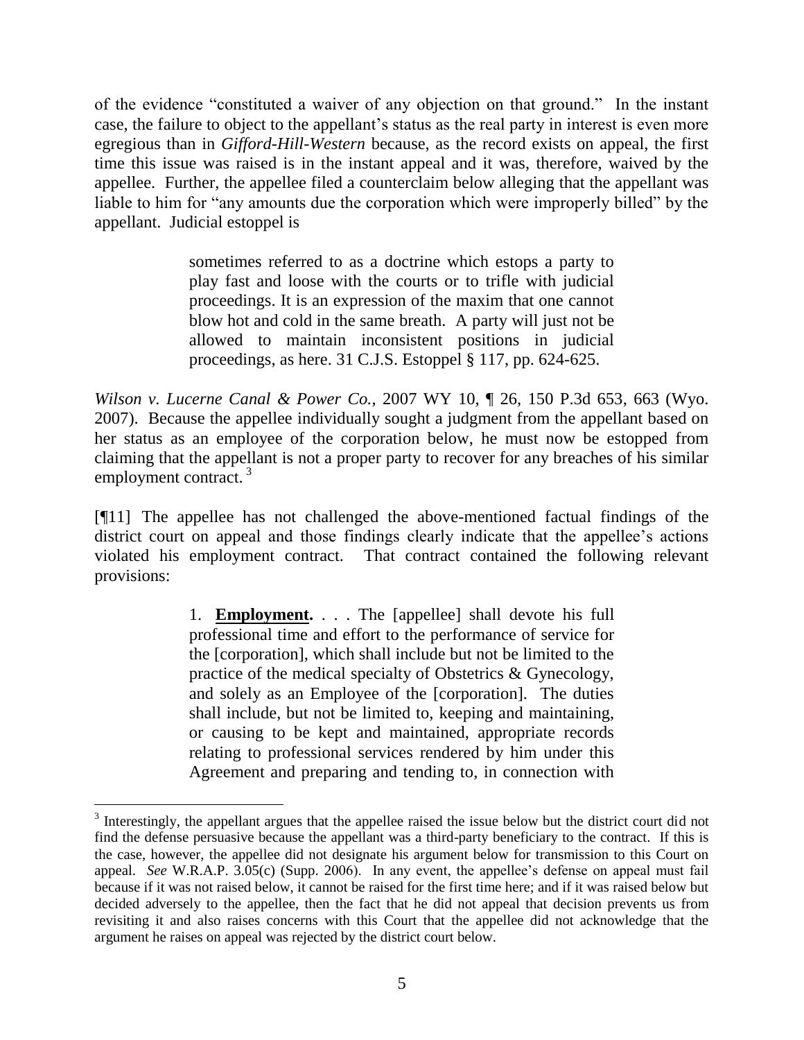of the evidence "constituted a waiver of any objection on that ground." In the instant case, the failure to object to the appellant's status as the real party in interest is even more egregious than in *Gifford-Hill-Western* because, as the record exists on appeal, the first time this issue was raised is in the instant appeal and it was, therefore, waived by the appellee. Further, the appellee filed a counterclaim below alleging that the appellant was liable to him for "any amounts due the corporation which were improperly billed" by the appellant. Judicial estoppel is

> sometimes referred to as a doctrine which estops a party to play fast and loose with the courts or to trifle with judicial proceedings. It is an expression of the maxim that one cannot blow hot and cold in the same breath. A party will just not be allowed to maintain inconsistent positions in judicial proceedings, as here. 31 C.J.S. Estoppel § 117, pp. 624-625.

*Wilson v. Lucerne Canal & Power Co.*, 2007 WY 10, ¶ 26, 150 P.3d 653, 663 (Wyo. 2007). Because the appellee individually sought a judgment from the appellant based on her status as an employee of the corporation below, he must now be estopped from claiming that the appellant is not a proper party to recover for any breaches of his similar employment contract. [3]

[¶11] The appellee has not challenged the above-mentioned factual findings of the district court on appeal and those findings clearly indicate that the appellee's actions violated his employment contract. That contract contained the following relevant provisions:

> 1. **Employment.** . . . The [appellee] shall devote his full professional time and effort to the performance of service for the [corporation], which shall include but not be limited to the practice of the medical specialty of Obstetrics & Gynecology, and solely as an Employee of the [corporation]. The duties shall include, but not be limited to, keeping and maintaining, or causing to be kept and maintained, appropriate records relating to professional services rendered by him under this Agreement and preparing and tending to, in connection with

---

[3] Interestingly, the appellant argues that the appellee raised the issue below but the district court did not find the defense persuasive because the appellant was a third-party beneficiary to the contract. If this is the case, however, the appellee did not designate his argument below for transmission to this Court on appeal. *See* W.R.A.P. 3.05(c) (Supp. 2006). In any event, the appellee's defense on appeal must fail because if it was not raised below, it cannot be raised for the first time here; and if it was raised below but decided adversely to the appellee, then the fact that he did not appeal that decision prevents us from revisiting it and also raises concerns with this Court that the appellee did not acknowledge that the argument he raises on appeal was rejected by the district court below.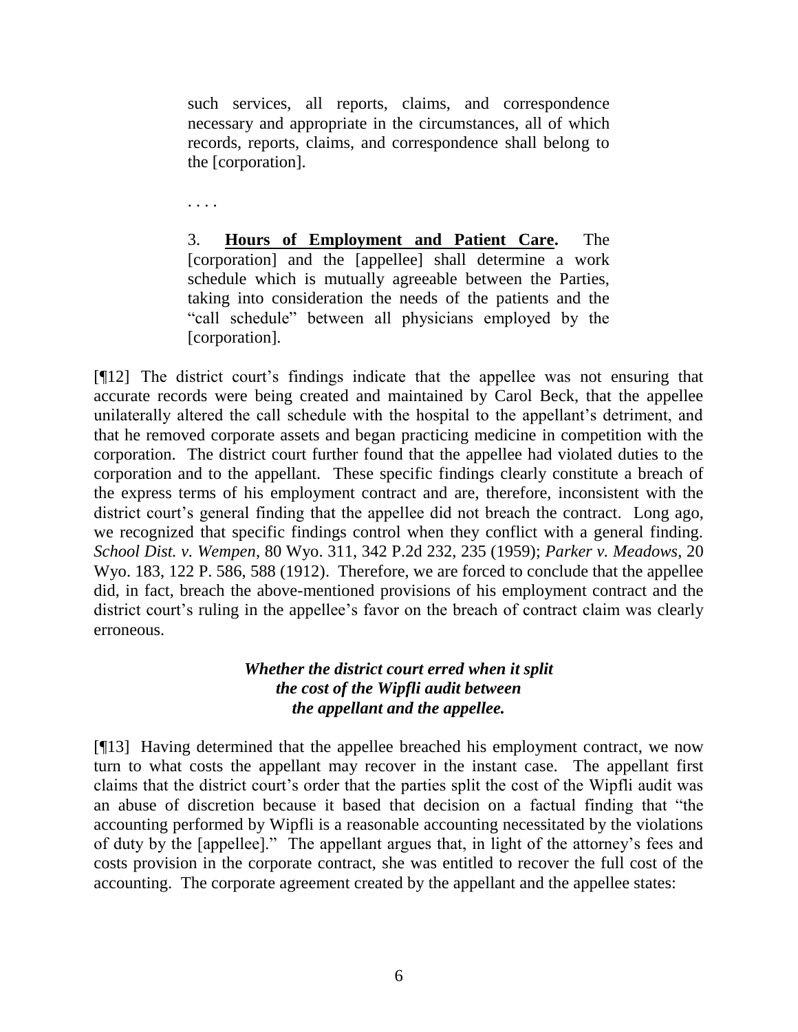> such services, all reports, claims, and correspondence necessary and appropriate in the circumstances, all of which records, reports, claims, and correspondence shall belong to the [corporation].
>
> . . . .
>
> 3. **<u>Hours of Employment and Patient Care</u>.** The [corporation] and the [appellee] shall determine a work schedule which is mutually agreeable between the Parties, taking into consideration the needs of the patients and the "call schedule" between all physicians employed by the [corporation].

[¶12] The district court's findings indicate that the appellee was not ensuring that accurate records were being created and maintained by Carol Beck, that the appellee unilaterally altered the call schedule with the hospital to the appellant's detriment, and that he removed corporate assets and began practicing medicine in competition with the corporation. The district court further found that the appellee had violated duties to the corporation and to the appellant. These specific findings clearly constitute a breach of the express terms of his employment contract and are, therefore, inconsistent with the district court's general finding that the appellee did not breach the contract. Long ago, we recognized that specific findings control when they conflict with a general finding. *School Dist. v. Wempen*, 80 Wyo. 311, 342 P.2d 232, 235 (1959); *Parker v. Meadows*, 20 Wyo. 183, 122 P. 586, 588 (1912). Therefore, we are forced to conclude that the appellee did, in fact, breach the above-mentioned provisions of his employment contract and the district court's ruling in the appellee's favor on the breach of contract claim was clearly erroneous.

### *Whether the district court erred when it split the cost of the Wipfli audit between the appellant and the appellee.*

[¶13] Having determined that the appellee breached his employment contract, we now turn to what costs the appellant may recover in the instant case. The appellant first claims that the district court's order that the parties split the cost of the Wipfli audit was an abuse of discretion because it based that decision on a factual finding that "the accounting performed by Wipfli is a reasonable accounting necessitated by the violations of duty by the [appellee]." The appellant argues that, in light of the attorney's fees and costs provision in the corporate contract, she was entitled to recover the full cost of the accounting. The corporate agreement created by the appellant and the appellee states: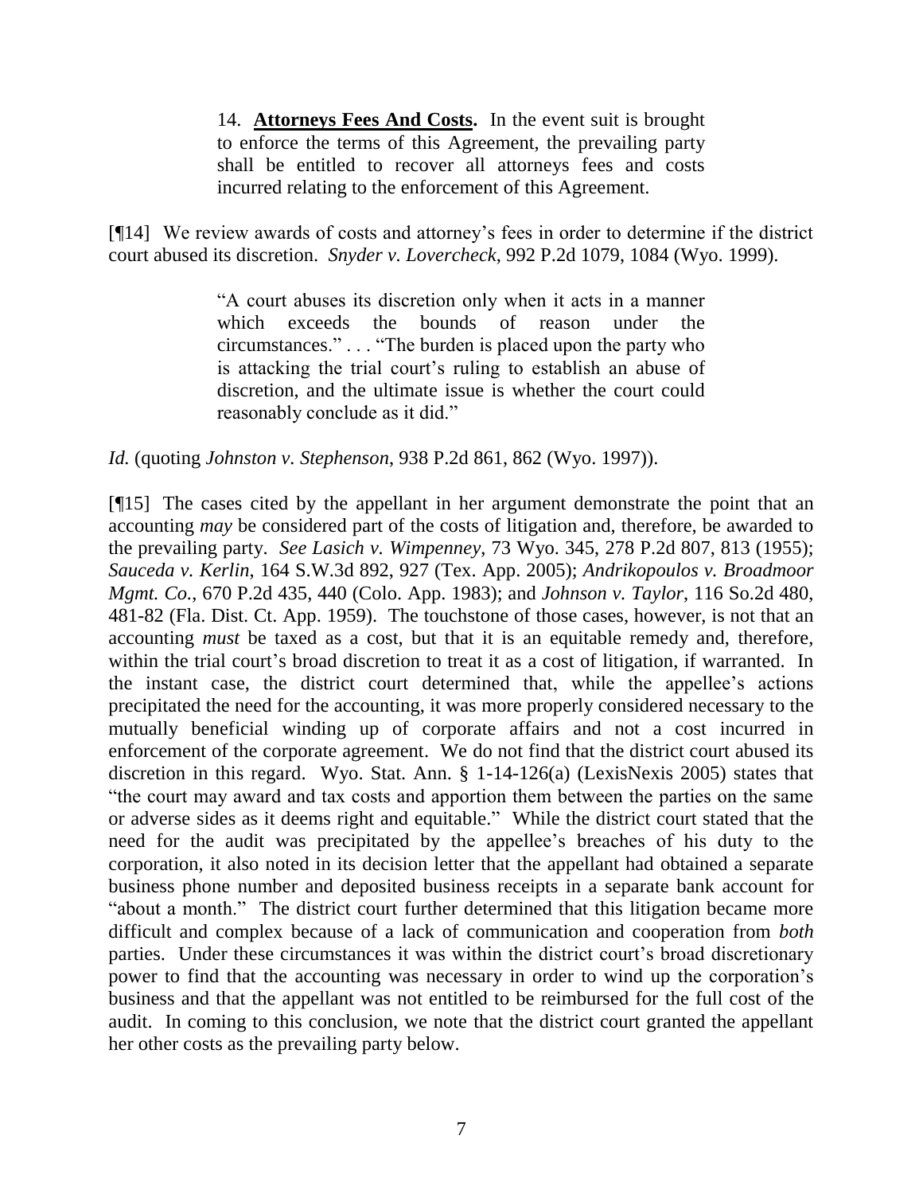> 14. **Attorneys Fees And Costs.** In the event suit is brought to enforce the terms of this Agreement, the prevailing party shall be entitled to recover all attorneys fees and costs incurred relating to the enforcement of this Agreement.

[¶14] We review awards of costs and attorney's fees in order to determine if the district court abused its discretion. *Snyder v. Lovercheck*, 992 P.2d 1079, 1084 (Wyo. 1999).

> "A court abuses its discretion only when it acts in a manner which exceeds the bounds of reason under the circumstances." . . . "The burden is placed upon the party who is attacking the trial court's ruling to establish an abuse of discretion, and the ultimate issue is whether the court could reasonably conclude as it did."

*Id.* (quoting *Johnston v. Stephenson*, 938 P.2d 861, 862 (Wyo. 1997)).

[¶15] The cases cited by the appellant in her argument demonstrate the point that an accounting *may* be considered part of the costs of litigation and, therefore, be awarded to the prevailing party. *See Lasich v. Wimpenney*, 73 Wyo. 345, 278 P.2d 807, 813 (1955); *Sauceda v. Kerlin*, 164 S.W.3d 892, 927 (Tex. App. 2005); *Andrikopoulos v. Broadmoor Mgmt. Co.*, 670 P.2d 435, 440 (Colo. App. 1983); and *Johnson v. Taylor*, 116 So.2d 480, 481-82 (Fla. Dist. Ct. App. 1959). The touchstone of those cases, however, is not that an accounting *must* be taxed as a cost, but that it is an equitable remedy and, therefore, within the trial court's broad discretion to treat it as a cost of litigation, if warranted. In the instant case, the district court determined that, while the appellee's actions precipitated the need for the accounting, it was more properly considered necessary to the mutually beneficial winding up of corporate affairs and not a cost incurred in enforcement of the corporate agreement. We do not find that the district court abused its discretion in this regard. Wyo. Stat. Ann. § 1-14-126(a) (LexisNexis 2005) states that "the court may award and tax costs and apportion them between the parties on the same or adverse sides as it deems right and equitable." While the district court stated that the need for the audit was precipitated by the appellee's breaches of his duty to the corporation, it also noted in its decision letter that the appellant had obtained a separate business phone number and deposited business receipts in a separate bank account for "about a month." The district court further determined that this litigation became more difficult and complex because of a lack of communication and cooperation from *both* parties. Under these circumstances it was within the district court's broad discretionary power to find that the accounting was necessary in order to wind up the corporation's business and that the appellant was not entitled to be reimbursed for the full cost of the audit. In coming to this conclusion, we note that the district court granted the appellant her other costs as the prevailing party below.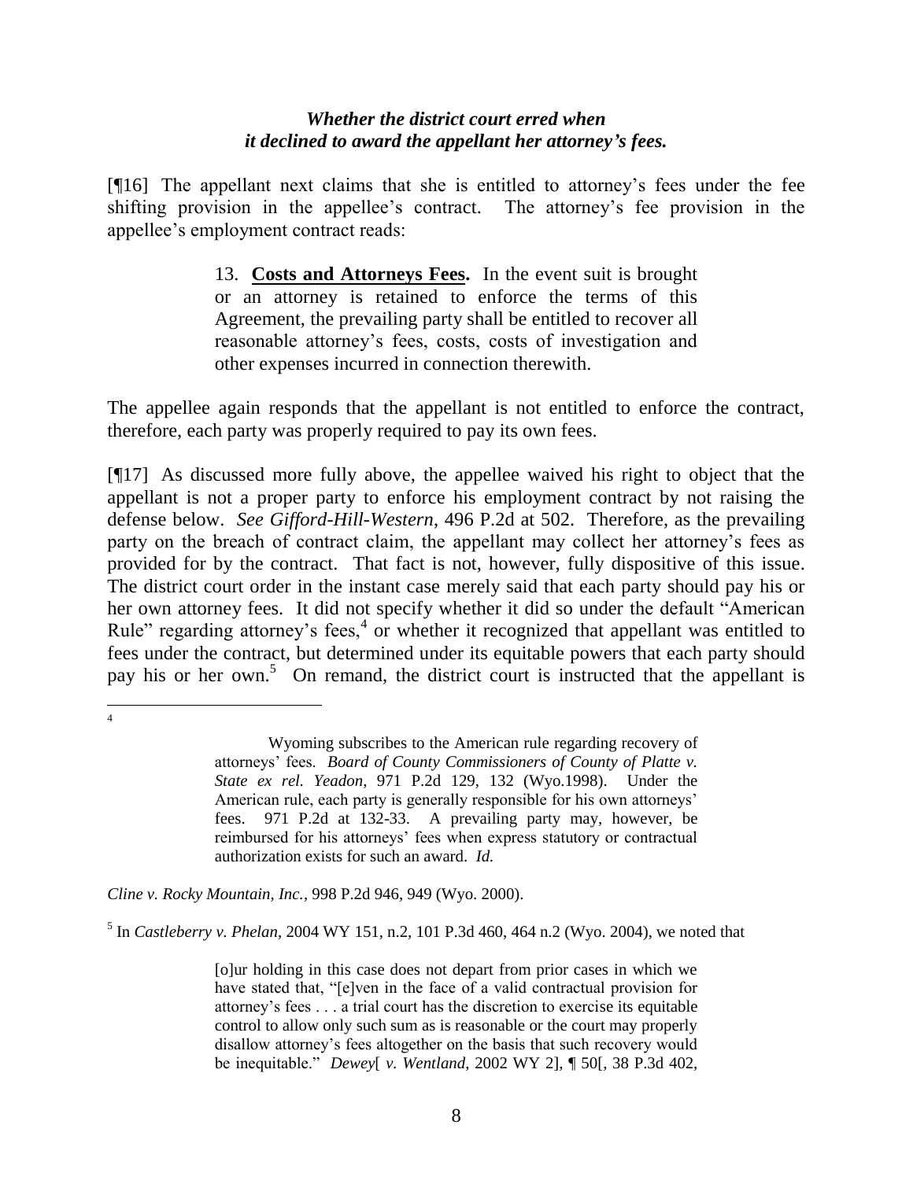### *Whether the district court erred when it declined to award the appellant her attorney's fees.*

[¶16] The appellant next claims that she is entitled to attorney's fees under the fee shifting provision in the appellee's contract. The attorney's fee provision in the appellee's employment contract reads:

> 13. **Costs and Attorneys Fees.** In the event suit is brought or an attorney is retained to enforce the terms of this Agreement, the prevailing party shall be entitled to recover all reasonable attorney's fees, costs, costs of investigation and other expenses incurred in connection therewith.

The appellee again responds that the appellant is not entitled to enforce the contract, therefore, each party was properly required to pay its own fees.

[¶17] As discussed more fully above, the appellee waived his right to object that the appellant is not a proper party to enforce his employment contract by not raising the defense below. *See Gifford-Hill-Western*, 496 P.2d at 502. Therefore, as the prevailing party on the breach of contract claim, the appellant may collect her attorney's fees as provided for by the contract. That fact is not, however, fully dispositive of this issue. The district court order in the instant case merely said that each party should pay his or her own attorney fees. It did not specify whether it did so under the default "American Rule" regarding attorney's fees,[4] or whether it recognized that appellant was entitled to fees under the contract, but determined under its equitable powers that each party should pay his or her own.[5] On remand, the district court is instructed that the appellant is

---

[4]

> Wyoming subscribes to the American rule regarding recovery of attorneys' fees. *Board of County Commissioners of County of Platte v. State ex rel. Yeadon*, 971 P.2d 129, 132 (Wyo.1998). Under the American rule, each party is generally responsible for his own attorneys' fees. 971 P.2d at 132-33. A prevailing party may, however, be reimbursed for his attorneys' fees when express statutory or contractual authorization exists for such an award. *Id.*

*Cline v. Rocky Mountain, Inc.*, 998 P.2d 946, 949 (Wyo. 2000).

[5] In *Castleberry v. Phelan*, 2004 WY 151, n.2, 101 P.3d 460, 464 n.2 (Wyo. 2004), we noted that

> [o]ur holding in this case does not depart from prior cases in which we have stated that, "[e]ven in the face of a valid contractual provision for attorney's fees . . . a trial court has the discretion to exercise its equitable control to allow only such sum as is reasonable or the court may properly disallow attorney's fees altogether on the basis that such recovery would be inequitable." *Dewey*[ *v. Wentland*, 2002 WY 2], ¶ 50[, 38 P.3d 402,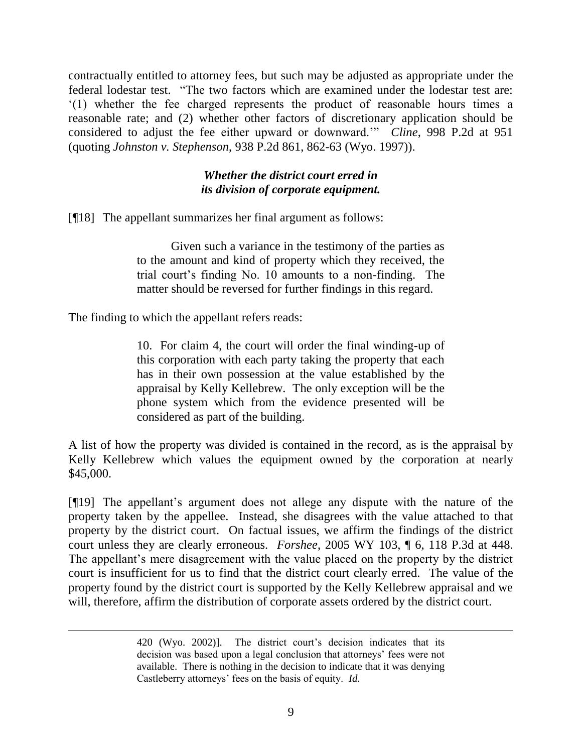contractually entitled to attorney fees, but such may be adjusted as appropriate under the federal lodestar test. "The two factors which are examined under the lodestar test are: '(1) whether the fee charged represents the product of reasonable hours times a reasonable rate; and (2) whether other factors of discretionary application should be considered to adjust the fee either upward or downward.'" *Cline*, 998 P.2d at 951 (quoting *Johnston v. Stephenson*, 938 P.2d 861, 862-63 (Wyo. 1997)).

### *Whether the district court erred in its division of corporate equipment.*

[¶18] The appellant summarizes her final argument as follows:

> Given such a variance in the testimony of the parties as to the amount and kind of property which they received, the trial court's finding No. 10 amounts to a non-finding. The matter should be reversed for further findings in this regard.

The finding to which the appellant refers reads:

> 10. For claim 4, the court will order the final winding-up of this corporation with each party taking the property that each has in their own possession at the value established by the appraisal by Kelly Kellebrew. The only exception will be the phone system which from the evidence presented will be considered as part of the building.

A list of how the property was divided is contained in the record, as is the appraisal by Kelly Kellebrew which values the equipment owned by the corporation at nearly \$45,000.

[¶19] The appellant's argument does not allege any dispute with the nature of the property taken by the appellee. Instead, she disagrees with the value attached to that property by the district court. On factual issues, we affirm the findings of the district court unless they are clearly erroneous. *Forshee*, 2005 WY 103, ¶ 6, 118 P.3d at 448. The appellant's mere disagreement with the value placed on the property by the district court is insufficient for us to find that the district court clearly erred. The value of the property found by the district court is supported by the Kelly Kellebrew appraisal and we will, therefore, affirm the distribution of corporate assets ordered by the district court.

---

> 420 (Wyo. 2002)]. The district court's decision indicates that its decision was based upon a legal conclusion that attorneys' fees were not available. There is nothing in the decision to indicate that it was denying Castleberry attorneys' fees on the basis of equity. *Id.*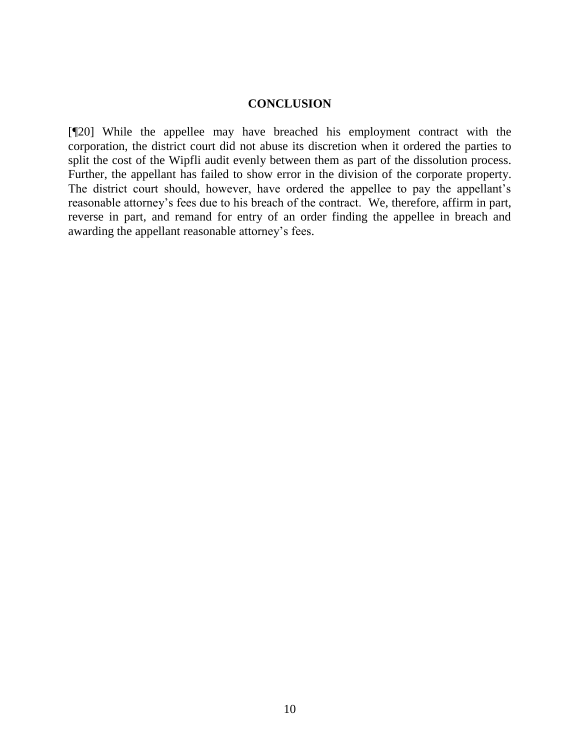## CONCLUSION

[¶20] While the appellee may have breached his employment contract with the corporation, the district court did not abuse its discretion when it ordered the parties to split the cost of the Wipfli audit evenly between them as part of the dissolution process. Further, the appellant has failed to show error in the division of the corporate property. The district court should, however, have ordered the appellee to pay the appellant's reasonable attorney's fees due to his breach of the contract. We, therefore, affirm in part, reverse in part, and remand for entry of an order finding the appellee in breach and awarding the appellant reasonable attorney's fees.